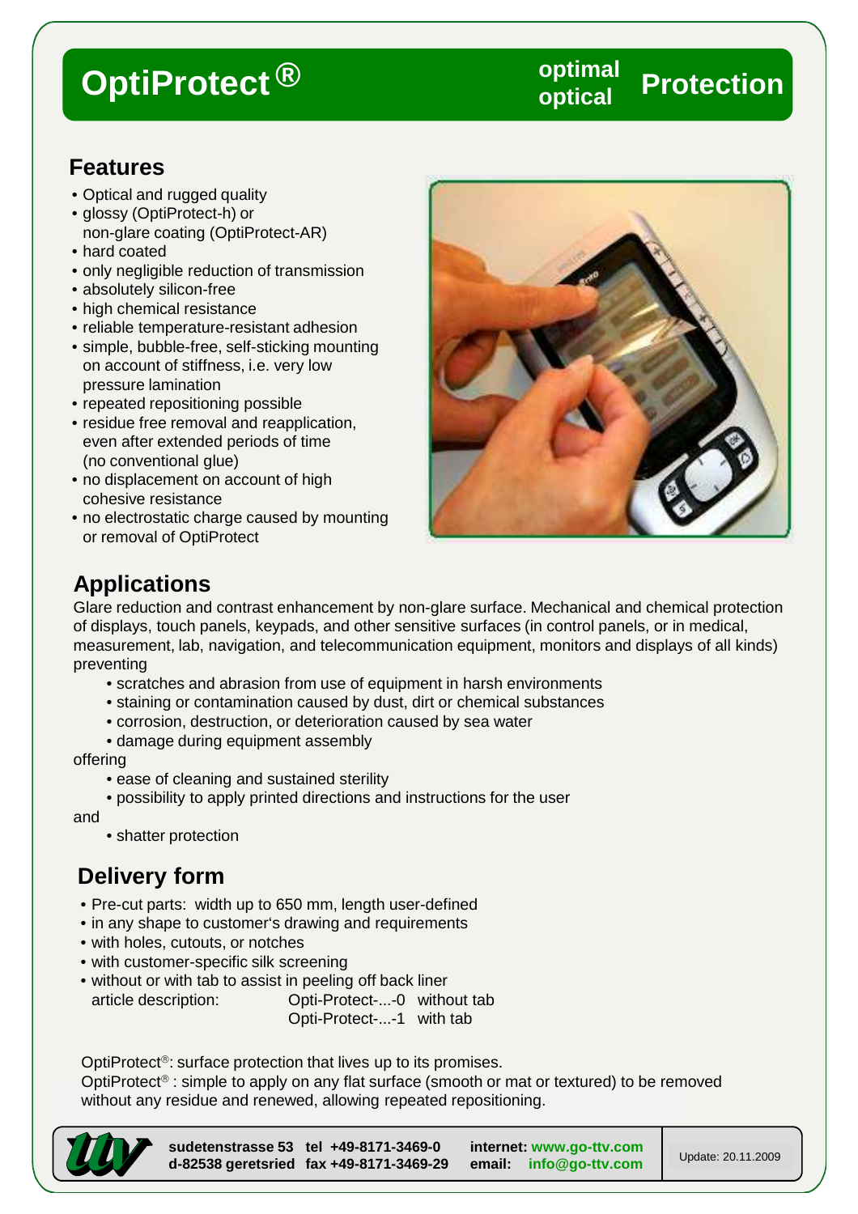# OptiProtect®

**optimal optical Protection**

## Features

- Optical and rugged quality
- glossy (OptiProtect-h) or non-glare coating (OptiProtect-AR)
- hard coated
- only negligible reduction of transmission
- absolutely silicon-free
- high chemical resistance
- reliable temperature-resistant adhesion
- simple, bubble-free, self-sticking mounting on account of stiffness, i.e. very low pressure lamination
- repeated repositioning possible
- residue free removal and reapplication, even after extended periods of time (no conventional glue)
- no displacement on account of high cohesive resistance
- no electrostatic charge caused by mounting or removal of OptiProtect

## Applications

Glare reduction and contrast enhancement by non-glare surface. Mechanical and chemical protection of displays, touch panels, keypads, and other sensitive surfaces (in control panels, or in medical, measurement, lab, navigation, and telecommunication equipment, monitors and displays of all kinds) preventing

- scratches and abrasion from use of equipment in harsh environments
- staining or contamination caused by dust, dirt or chemical substances
- corrosion, destruction, or deterioration caused by sea water
- damage during equipment assembly

offering

- ease of cleaning and sustained sterility
- possibility to apply printed directions and instructions for the user

and

- shatter protection

## Delivery form

- Pre-cut parts: width up to 650 mm, length user-defined
- in any shape to customer's drawing and requirements
- with holes, cutouts, or notches
- with customer-specific silk screening
- without or with tab to assist in peeling off back liner

article description: Opti-Protect-...-0 without tab
Opti-Protect-...-1 with tab

OptiProtect®: surface protection that lives up to its promises.
OptiProtect® : simple to apply on any flat surface (smooth or mat or textured) to be removed without any residue and renewed, allowing repeated repositioning.

ttv

**sudetenstrasse 53** **tel +49-8171-3469-0**
**d-82538 geretsried** **fax +49-8171-3469-29**

**internet: www.go-ttv.com**
**email: info@go-ttv.com**

Update: 20.11.2009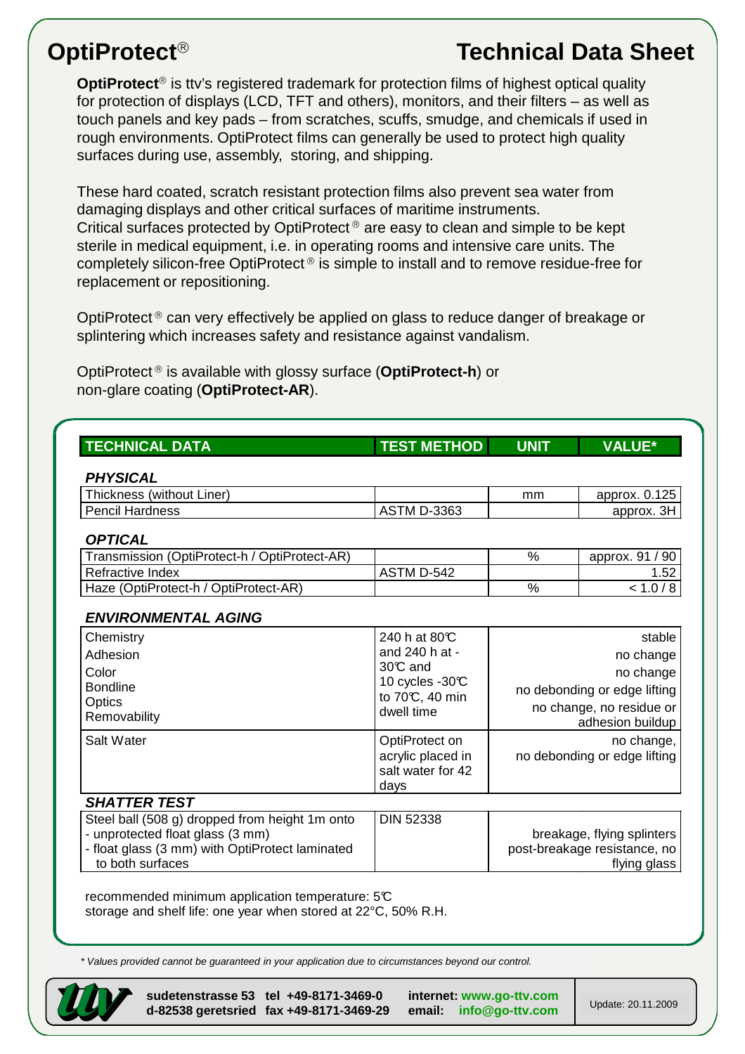# OptiProtect®

# Technical Data Sheet

**OptiProtect**® is ttv's registered trademark for protection films of highest optical quality for protection of displays (LCD, TFT and others), monitors, and their filters – as well as touch panels and key pads – from scratches, scuffs, smudge, and chemicals if used in rough environments. OptiProtect films can generally be used to protect high quality surfaces during use, assembly, storing, and shipping.

These hard coated, scratch resistant protection films also prevent sea water from damaging displays and other critical surfaces of maritime instruments. Critical surfaces protected by OptiProtect® are easy to clean and simple to be kept sterile in medical equipment, i.e. in operating rooms and intensive care units. The completely silicon-free OptiProtect® is simple to install and to remove residue-free for replacement or repositioning.

OptiProtect® can very effectively be applied on glass to reduce danger of breakage or splintering which increases safety and resistance against vandalism.

OptiProtect® is available with glossy surface (**OptiProtect-h**) or non-glare coating (**OptiProtect-AR**).

| TECHNICAL DATA | TEST METHOD | UNIT | VALUE* |
|---|---|---|---|
| ***PHYSICAL*** | | | |
| Thickness (without Liner) | | mm | approx. 0.125 |
| Pencil Hardness | ASTM D-3363 | | approx. 3H |
| ***OPTICAL*** | | | |
| Transmission (OptiProtect-h / OptiProtect-AR) | | % | approx. 91 / 90 |
| Refractive Index | ASTM D-542 | | 1.52 |
| Haze (OptiProtect-h / OptiProtect-AR) | | % | < 1.0 / 8 |
| ***ENVIRONMENTAL AGING*** | | | |
| Chemistry<br>Adhesion<br>Color<br>Bondline<br>Optics<br>Removability | 240 h at 80℃ and 240 h at -30℃ and 10 cycles -30℃ to 70℃, 40 min dwell time | | stable<br>no change<br>no change<br>no debonding or edge lifting<br>no change, no residue or adhesion buildup |
| Salt Water | OptiProtect on acrylic placed in salt water for 42 days | | no change, no debonding or edge lifting |
| ***SHATTER TEST*** | | | |
| Steel ball (508 g) dropped from height 1m onto<br>- unprotected float glass (3 mm)<br>- float glass (3 mm) with OptiProtect laminated to both surfaces | DIN 52338 | | breakage, flying splinters<br>post-breakage resistance, no flying glass |

recommended minimum application temperature: 5℃
storage and shelf life: one year when stored at 22°C, 50% R.H.

*\* Values provided cannot be guaranteed in your application due to circumstances beyond our control.*

**sudetenstrasse 53 tel +49-8171-3469-0**
**d-82538 geretsried fax +49-8171-3469-29**

**internet: www.go-ttv.com**
**email: info@go-ttv.com**

Update: 20.11.2009